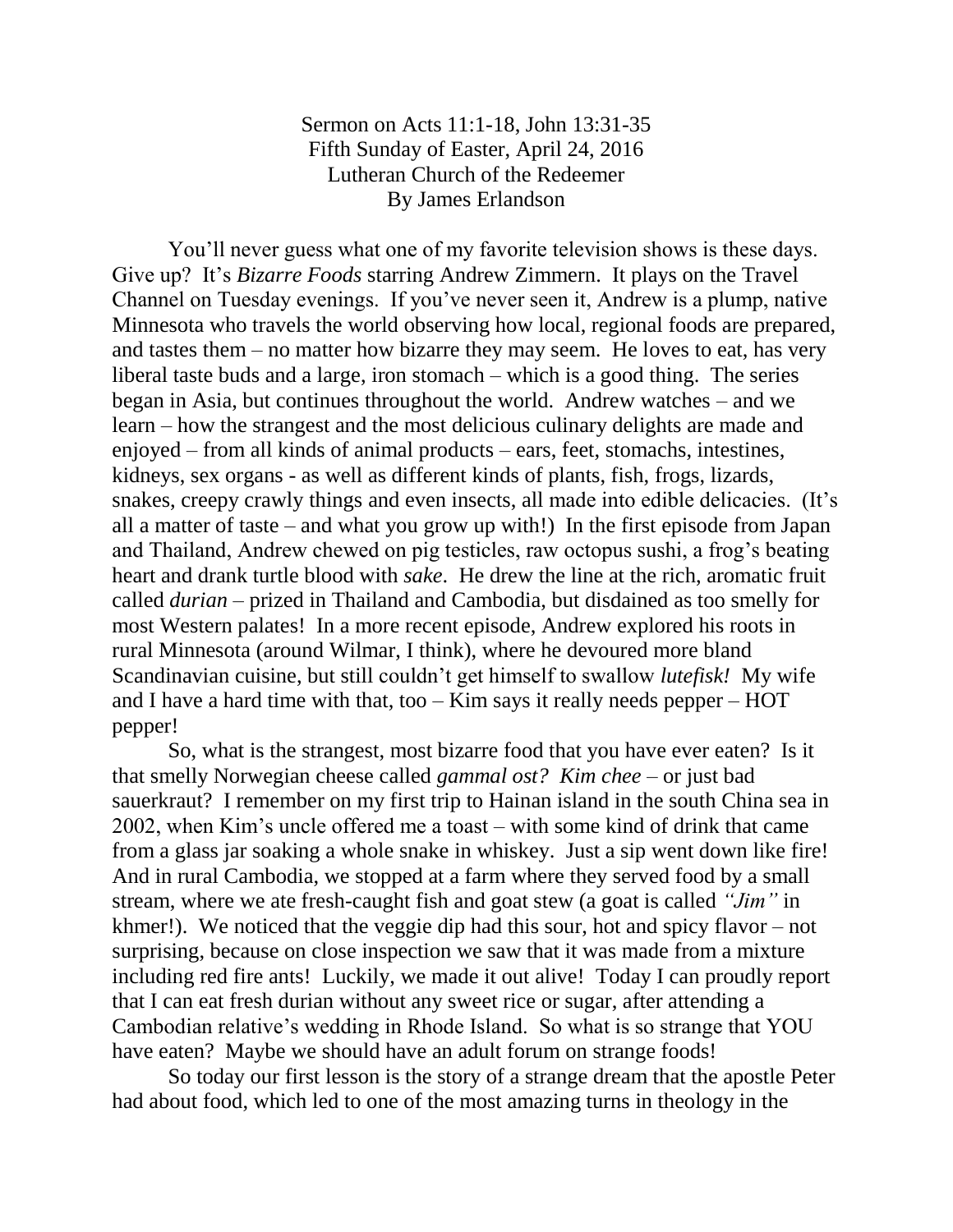Sermon on Acts 11:1-18, John 13:31-35
Fifth Sunday of Easter, April 24, 2016
Lutheran Church of the Redeemer
By James Erlandson

You'll never guess what one of my favorite television shows is these days. Give up? It's *Bizarre Foods* starring Andrew Zimmern. It plays on the Travel Channel on Tuesday evenings. If you've never seen it, Andrew is a plump, native Minnesota who travels the world observing how local, regional foods are prepared, and tastes them – no matter how bizarre they may seem. He loves to eat, has very liberal taste buds and a large, iron stomach – which is a good thing. The series began in Asia, but continues throughout the world. Andrew watches – and we learn – how the strangest and the most delicious culinary delights are made and enjoyed – from all kinds of animal products – ears, feet, stomachs, intestines, kidneys, sex organs - as well as different kinds of plants, fish, frogs, lizards, snakes, creepy crawly things and even insects, all made into edible delicacies. (It's all a matter of taste – and what you grow up with!) In the first episode from Japan and Thailand, Andrew chewed on pig testicles, raw octopus sushi, a frog's beating heart and drank turtle blood with *sake*. He drew the line at the rich, aromatic fruit called *durian* – prized in Thailand and Cambodia, but disdained as too smelly for most Western palates! In a more recent episode, Andrew explored his roots in rural Minnesota (around Wilmar, I think), where he devoured more bland Scandinavian cuisine, but still couldn't get himself to swallow *lutefisk!* My wife and I have a hard time with that, too – Kim says it really needs pepper – HOT pepper!

So, what is the strangest, most bizarre food that you have ever eaten? Is it that smelly Norwegian cheese called *gammal ost? Kim chee* – or just bad sauerkraut? I remember on my first trip to Hainan island in the south China sea in 2002, when Kim's uncle offered me a toast – with some kind of drink that came from a glass jar soaking a whole snake in whiskey. Just a sip went down like fire! And in rural Cambodia, we stopped at a farm where they served food by a small stream, where we ate fresh-caught fish and goat stew (a goat is called *"Jim"* in khmer!). We noticed that the veggie dip had this sour, hot and spicy flavor – not surprising, because on close inspection we saw that it was made from a mixture including red fire ants! Luckily, we made it out alive! Today I can proudly report that I can eat fresh durian without any sweet rice or sugar, after attending a Cambodian relative's wedding in Rhode Island. So what is so strange that YOU have eaten? Maybe we should have an adult forum on strange foods!

So today our first lesson is the story of a strange dream that the apostle Peter had about food, which led to one of the most amazing turns in theology in the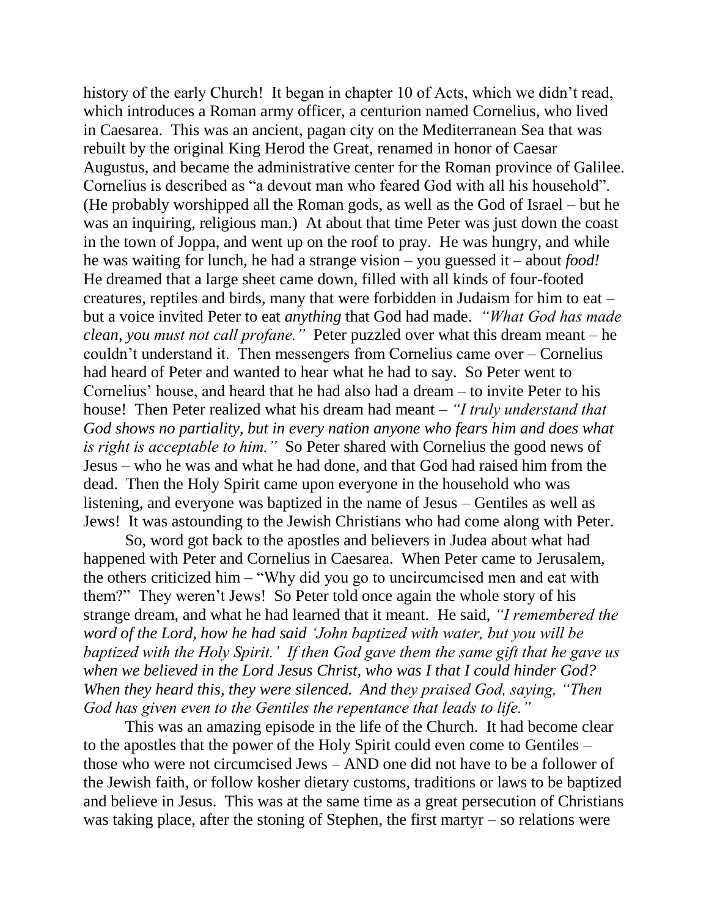history of the early Church! It began in chapter 10 of Acts, which we didn't read, which introduces a Roman army officer, a centurion named Cornelius, who lived in Caesarea. This was an ancient, pagan city on the Mediterranean Sea that was rebuilt by the original King Herod the Great, renamed in honor of Caesar Augustus, and became the administrative center for the Roman province of Galilee. Cornelius is described as "a devout man who feared God with all his household". (He probably worshipped all the Roman gods, as well as the God of Israel – but he was an inquiring, religious man.) At about that time Peter was just down the coast in the town of Joppa, and went up on the roof to pray. He was hungry, and while he was waiting for lunch, he had a strange vision – you guessed it – about *food!* He dreamed that a large sheet came down, filled with all kinds of four-footed creatures, reptiles and birds, many that were forbidden in Judaism for him to eat – but a voice invited Peter to eat *anything* that God had made. *"What God has made clean, you must not call profane."* Peter puzzled over what this dream meant – he couldn't understand it. Then messengers from Cornelius came over – Cornelius had heard of Peter and wanted to hear what he had to say. So Peter went to Cornelius' house, and heard that he had also had a dream – to invite Peter to his house! Then Peter realized what his dream had meant – *"I truly understand that God shows no partiality, but in every nation anyone who fears him and does what is right is acceptable to him."* So Peter shared with Cornelius the good news of Jesus – who he was and what he had done, and that God had raised him from the dead. Then the Holy Spirit came upon everyone in the household who was listening, and everyone was baptized in the name of Jesus – Gentiles as well as Jews! It was astounding to the Jewish Christians who had come along with Peter.

So, word got back to the apostles and believers in Judea about what had happened with Peter and Cornelius in Caesarea. When Peter came to Jerusalem, the others criticized him – "Why did you go to uncircumcised men and eat with them?" They weren't Jews! So Peter told once again the whole story of his strange dream, and what he had learned that it meant. He said, *"I remembered the word of the Lord, how he had said 'John baptized with water, but you will be baptized with the Holy Spirit.' If then God gave them the same gift that he gave us when we believed in the Lord Jesus Christ, who was I that I could hinder God? When they heard this, they were silenced. And they praised God, saying, "Then God has given even to the Gentiles the repentance that leads to life."*

This was an amazing episode in the life of the Church. It had become clear to the apostles that the power of the Holy Spirit could even come to Gentiles – those who were not circumcised Jews – AND one did not have to be a follower of the Jewish faith, or follow kosher dietary customs, traditions or laws to be baptized and believe in Jesus. This was at the same time as a great persecution of Christians was taking place, after the stoning of Stephen, the first martyr – so relations were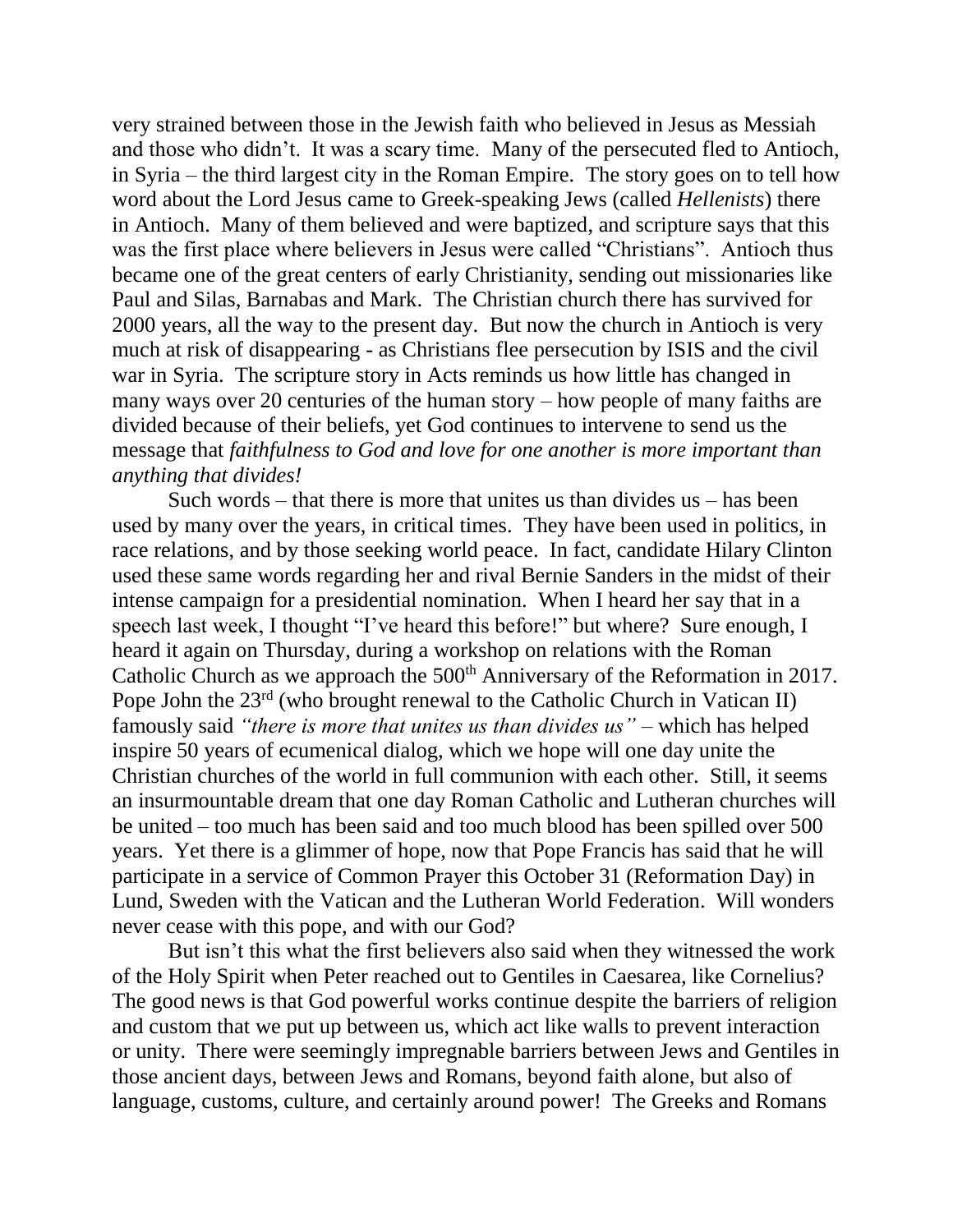very strained between those in the Jewish faith who believed in Jesus as Messiah and those who didn't. It was a scary time. Many of the persecuted fled to Antioch, in Syria – the third largest city in the Roman Empire. The story goes on to tell how word about the Lord Jesus came to Greek-speaking Jews (called *Hellenists*) there in Antioch. Many of them believed and were baptized, and scripture says that this was the first place where believers in Jesus were called "Christians". Antioch thus became one of the great centers of early Christianity, sending out missionaries like Paul and Silas, Barnabas and Mark. The Christian church there has survived for 2000 years, all the way to the present day. But now the church in Antioch is very much at risk of disappearing - as Christians flee persecution by ISIS and the civil war in Syria. The scripture story in Acts reminds us how little has changed in many ways over 20 centuries of the human story – how people of many faiths are divided because of their beliefs, yet God continues to intervene to send us the message that *faithfulness to God and love for one another is more important than anything that divides!*

Such words – that there is more that unites us than divides us – has been used by many over the years, in critical times. They have been used in politics, in race relations, and by those seeking world peace. In fact, candidate Hilary Clinton used these same words regarding her and rival Bernie Sanders in the midst of their intense campaign for a presidential nomination. When I heard her say that in a speech last week, I thought "I've heard this before!" but where? Sure enough, I heard it again on Thursday, during a workshop on relations with the Roman Catholic Church as we approach the 500th Anniversary of the Reformation in 2017. Pope John the 23rd (who brought renewal to the Catholic Church in Vatican II) famously said *"there is more that unites us than divides us"* – which has helped inspire 50 years of ecumenical dialog, which we hope will one day unite the Christian churches of the world in full communion with each other. Still, it seems an insurmountable dream that one day Roman Catholic and Lutheran churches will be united – too much has been said and too much blood has been spilled over 500 years. Yet there is a glimmer of hope, now that Pope Francis has said that he will participate in a service of Common Prayer this October 31 (Reformation Day) in Lund, Sweden with the Vatican and the Lutheran World Federation. Will wonders never cease with this pope, and with our God?

But isn't this what the first believers also said when they witnessed the work of the Holy Spirit when Peter reached out to Gentiles in Caesarea, like Cornelius? The good news is that God powerful works continue despite the barriers of religion and custom that we put up between us, which act like walls to prevent interaction or unity. There were seemingly impregnable barriers between Jews and Gentiles in those ancient days, between Jews and Romans, beyond faith alone, but also of language, customs, culture, and certainly around power! The Greeks and Romans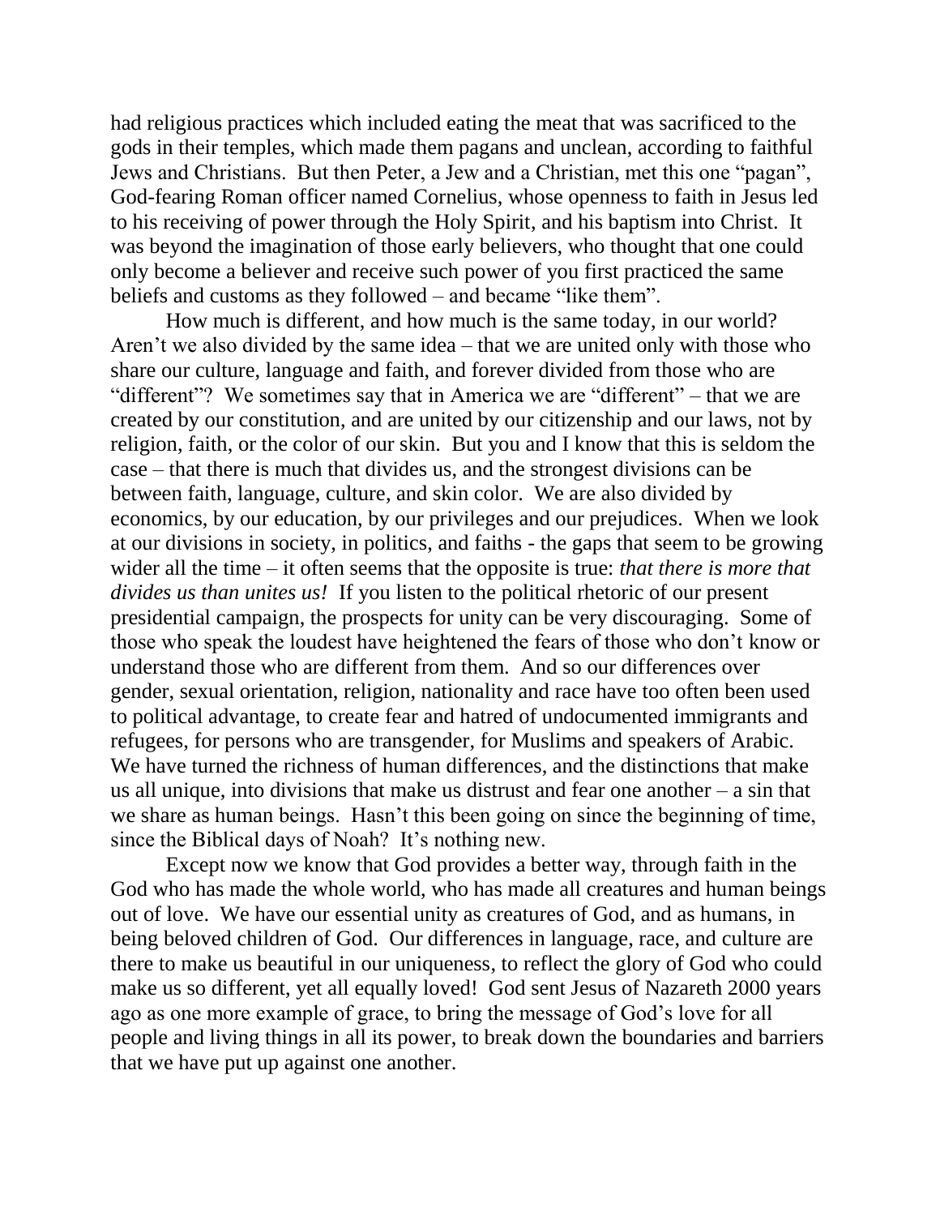had religious practices which included eating the meat that was sacrificed to the gods in their temples, which made them pagans and unclean, according to faithful Jews and Christians. But then Peter, a Jew and a Christian, met this one "pagan", God-fearing Roman officer named Cornelius, whose openness to faith in Jesus led to his receiving of power through the Holy Spirit, and his baptism into Christ. It was beyond the imagination of those early believers, who thought that one could only become a believer and receive such power of you first practiced the same beliefs and customs as they followed – and became "like them".

How much is different, and how much is the same today, in our world? Aren't we also divided by the same idea – that we are united only with those who share our culture, language and faith, and forever divided from those who are "different"? We sometimes say that in America we are "different" – that we are created by our constitution, and are united by our citizenship and our laws, not by religion, faith, or the color of our skin. But you and I know that this is seldom the case – that there is much that divides us, and the strongest divisions can be between faith, language, culture, and skin color. We are also divided by economics, by our education, by our privileges and our prejudices. When we look at our divisions in society, in politics, and faiths - the gaps that seem to be growing wider all the time – it often seems that the opposite is true: *that there is more that divides us than unites us!* If you listen to the political rhetoric of our present presidential campaign, the prospects for unity can be very discouraging. Some of those who speak the loudest have heightened the fears of those who don't know or understand those who are different from them. And so our differences over gender, sexual orientation, religion, nationality and race have too often been used to political advantage, to create fear and hatred of undocumented immigrants and refugees, for persons who are transgender, for Muslims and speakers of Arabic. We have turned the richness of human differences, and the distinctions that make us all unique, into divisions that make us distrust and fear one another – a sin that we share as human beings. Hasn't this been going on since the beginning of time, since the Biblical days of Noah? It's nothing new.

Except now we know that God provides a better way, through faith in the God who has made the whole world, who has made all creatures and human beings out of love. We have our essential unity as creatures of God, and as humans, in being beloved children of God. Our differences in language, race, and culture are there to make us beautiful in our uniqueness, to reflect the glory of God who could make us so different, yet all equally loved! God sent Jesus of Nazareth 2000 years ago as one more example of grace, to bring the message of God's love for all people and living things in all its power, to break down the boundaries and barriers that we have put up against one another.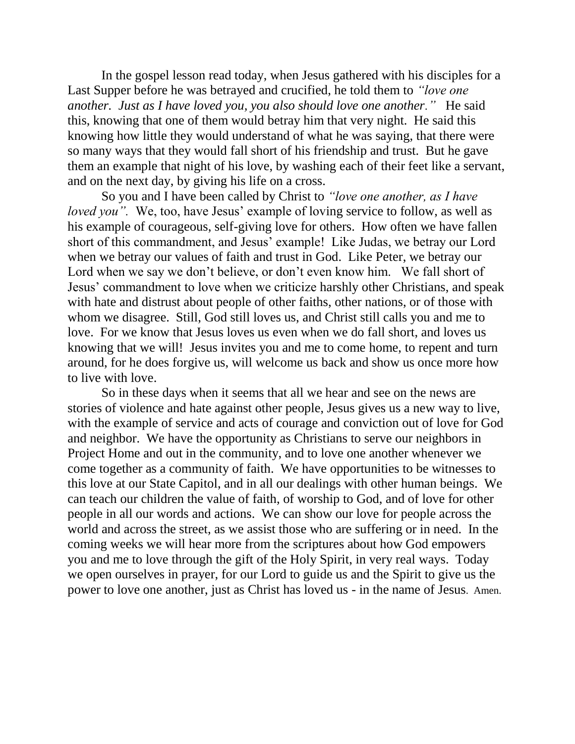In the gospel lesson read today, when Jesus gathered with his disciples for a Last Supper before he was betrayed and crucified, he told them to *"love one another. Just as I have loved you, you also should love one another."* He said this, knowing that one of them would betray him that very night. He said this knowing how little they would understand of what he was saying, that there were so many ways that they would fall short of his friendship and trust. But he gave them an example that night of his love, by washing each of their feet like a servant, and on the next day, by giving his life on a cross.

So you and I have been called by Christ to *"love one another, as I have loved you".* We, too, have Jesus' example of loving service to follow, as well as his example of courageous, self-giving love for others. How often we have fallen short of this commandment, and Jesus' example! Like Judas, we betray our Lord when we betray our values of faith and trust in God. Like Peter, we betray our Lord when we say we don't believe, or don't even know him. We fall short of Jesus' commandment to love when we criticize harshly other Christians, and speak with hate and distrust about people of other faiths, other nations, or of those with whom we disagree. Still, God still loves us, and Christ still calls you and me to love. For we know that Jesus loves us even when we do fall short, and loves us knowing that we will! Jesus invites you and me to come home, to repent and turn around, for he does forgive us, will welcome us back and show us once more how to live with love.

So in these days when it seems that all we hear and see on the news are stories of violence and hate against other people, Jesus gives us a new way to live, with the example of service and acts of courage and conviction out of love for God and neighbor. We have the opportunity as Christians to serve our neighbors in Project Home and out in the community, and to love one another whenever we come together as a community of faith. We have opportunities to be witnesses to this love at our State Capitol, and in all our dealings with other human beings. We can teach our children the value of faith, of worship to God, and of love for other people in all our words and actions. We can show our love for people across the world and across the street, as we assist those who are suffering or in need. In the coming weeks we will hear more from the scriptures about how God empowers you and me to love through the gift of the Holy Spirit, in very real ways. Today we open ourselves in prayer, for our Lord to guide us and the Spirit to give us the power to love one another, just as Christ has loved us - in the name of Jesus. Amen.